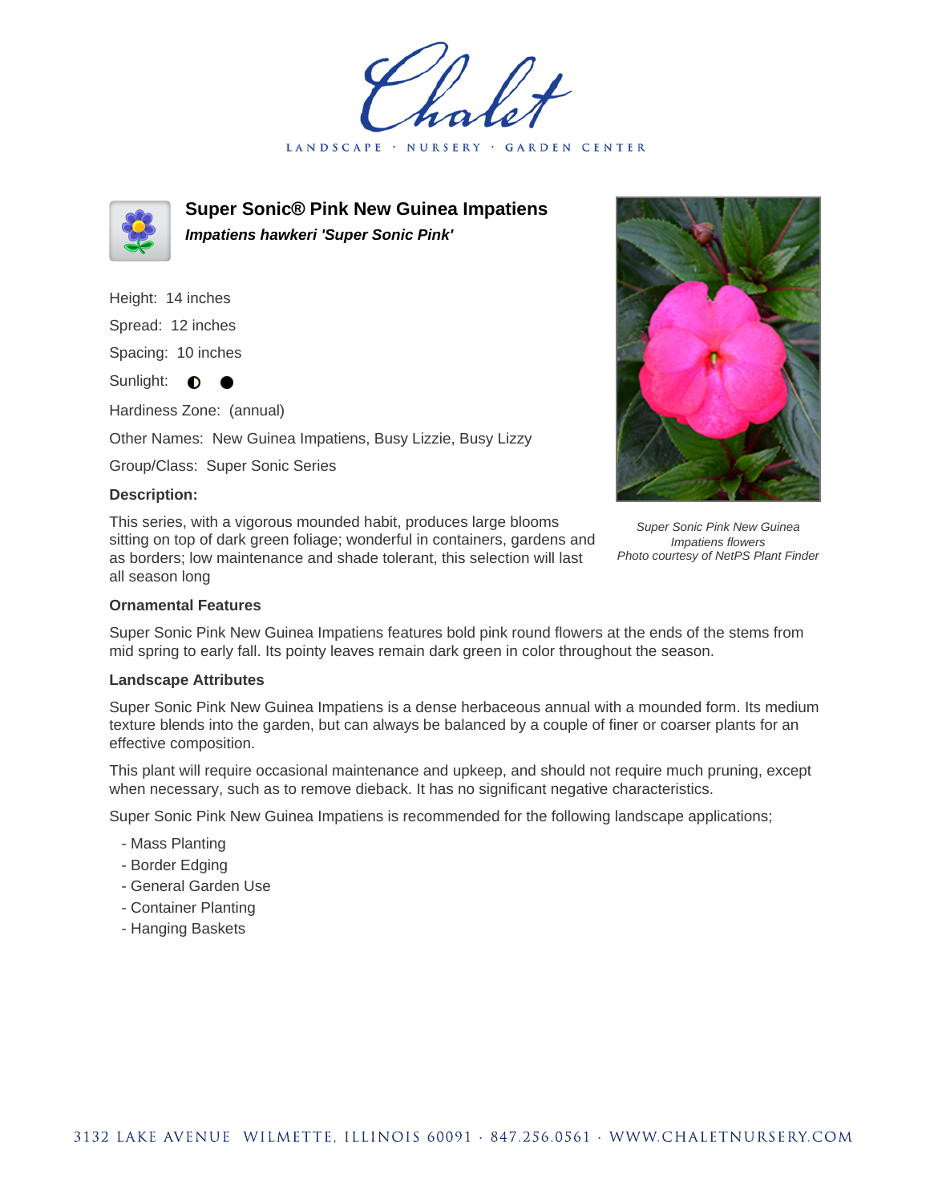# Super Sonic® Pink New Guinea Impatiens

***Impatiens hawkeri 'Super Sonic Pink'***

Height: 14 inches

Spread: 12 inches

Spacing: 10 inches

Sunlight: ◐ ●

Hardiness Zone: (annual)

Other Names: New Guinea Impatiens, Busy Lizzie, Busy Lizzy

Group/Class: Super Sonic Series

**Description:**

This series, with a vigorous mounded habit, produces large blooms sitting on top of dark green foliage; wonderful in containers, gardens and as borders; low maintenance and shade tolerant, this selection will last all season long

*Super Sonic Pink New Guinea Impatiens flowers*
*Photo courtesy of NetPS Plant Finder*

**Ornamental Features**

Super Sonic Pink New Guinea Impatiens features bold pink round flowers at the ends of the stems from mid spring to early fall. Its pointy leaves remain dark green in color throughout the season.

**Landscape Attributes**

Super Sonic Pink New Guinea Impatiens is a dense herbaceous annual with a mounded form. Its medium texture blends into the garden, but can always be balanced by a couple of finer or coarser plants for an effective composition.

This plant will require occasional maintenance and upkeep, and should not require much pruning, except when necessary, such as to remove dieback. It has no significant negative characteristics.

Super Sonic Pink New Guinea Impatiens is recommended for the following landscape applications;

- Mass Planting
- Border Edging
- General Garden Use
- Container Planting
- Hanging Baskets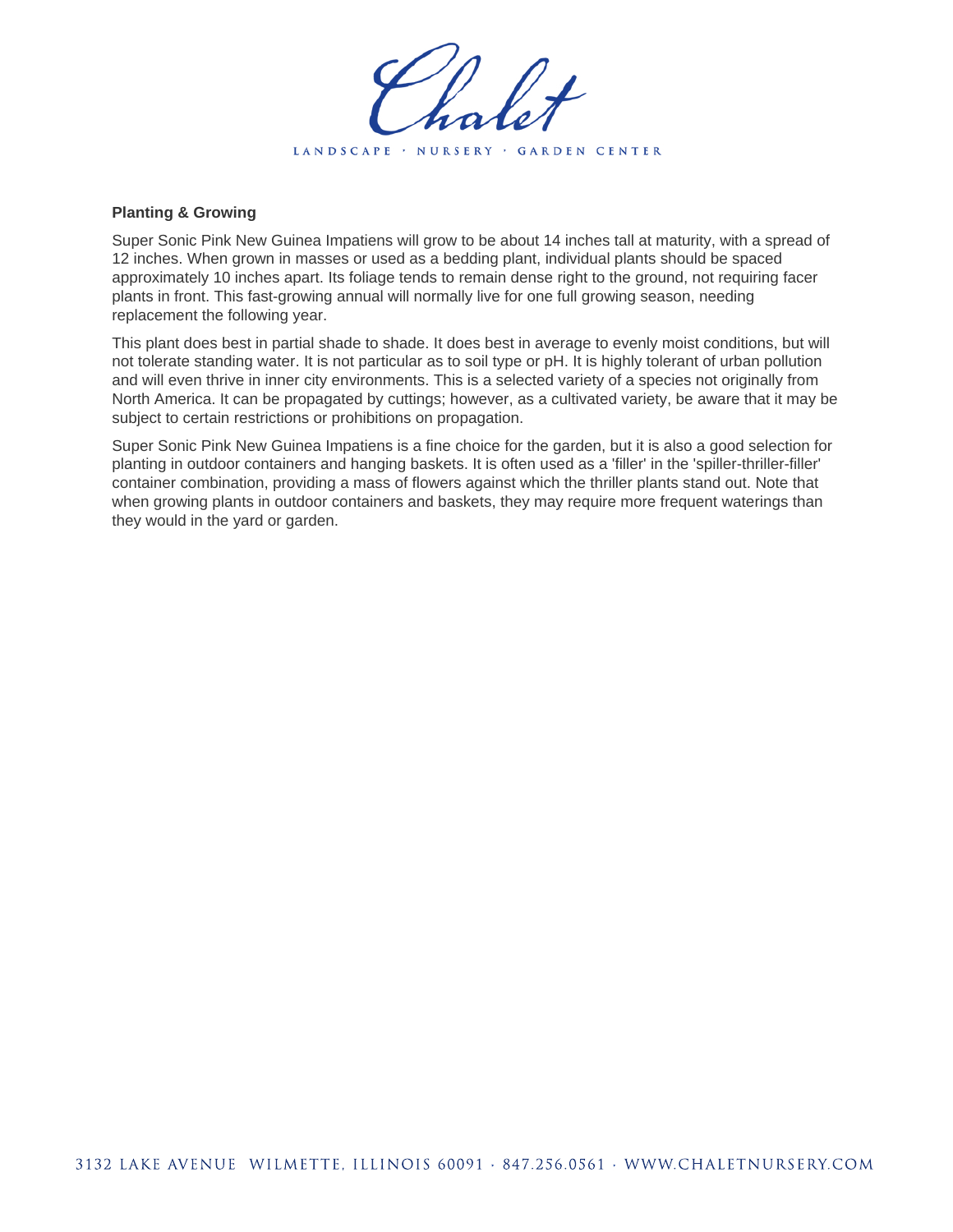**Planting & Growing**

Super Sonic Pink New Guinea Impatiens will grow to be about 14 inches tall at maturity, with a spread of 12 inches. When grown in masses or used as a bedding plant, individual plants should be spaced approximately 10 inches apart. Its foliage tends to remain dense right to the ground, not requiring facer plants in front. This fast-growing annual will normally live for one full growing season, needing replacement the following year.

This plant does best in partial shade to shade. It does best in average to evenly moist conditions, but will not tolerate standing water. It is not particular as to soil type or pH. It is highly tolerant of urban pollution and will even thrive in inner city environments. This is a selected variety of a species not originally from North America. It can be propagated by cuttings; however, as a cultivated variety, be aware that it may be subject to certain restrictions or prohibitions on propagation.

Super Sonic Pink New Guinea Impatiens is a fine choice for the garden, but it is also a good selection for planting in outdoor containers and hanging baskets. It is often used as a 'filler' in the 'spiller-thriller-filler' container combination, providing a mass of flowers against which the thriller plants stand out. Note that when growing plants in outdoor containers and baskets, they may require more frequent waterings than they would in the yard or garden.